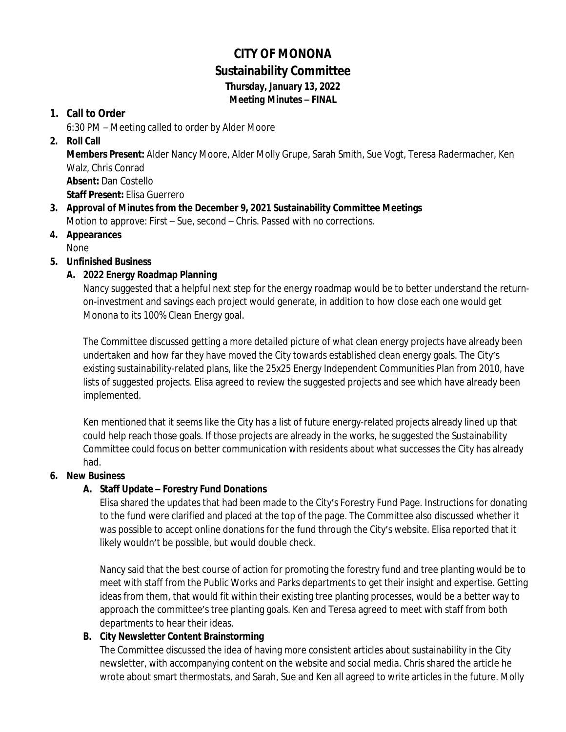# CITY OF MONONA
## Sustainability Committee
### Thursday, January 13, 2022
### Meeting Minutes – FINAL

1. **Call to Order**

   6:30 PM – Meeting called to order by Alder Moore

2. **Roll Call**

   **Members Present:** Alder Nancy Moore, Alder Molly Grupe, Sarah Smith, Sue Vogt, Teresa Radermacher, Ken Walz, Chris Conrad

   **Absent:** Dan Costello

   **Staff Present:** Elisa Guerrero

3. **Approval of Minutes from the December 9, 2021 Sustainability Committee Meetings**

   Motion to approve: First – Sue, second – Chris. Passed with no corrections.

4. **Appearances**

   None

5. **Unfinished Business**

   **A. 2022 Energy Roadmap Planning**

   Nancy suggested that a helpful next step for the energy roadmap would be to better understand the return-on-investment and savings each project would generate, in addition to how close each one would get Monona to its 100% Clean Energy goal.

   The Committee discussed getting a more detailed picture of what clean energy projects have already been undertaken and how far they have moved the City towards established clean energy goals. The City's existing sustainability-related plans, like the 25x25 Energy Independent Communities Plan from 2010, have lists of suggested projects. Elisa agreed to review the suggested projects and see which have already been implemented.

   Ken mentioned that it seems like the City has a list of future energy-related projects already lined up that could help reach those goals. If those projects are already in the works, he suggested the Sustainability Committee could focus on better communication with residents about what successes the City has already had.

6. **New Business**

   **A. Staff Update – Forestry Fund Donations**

   Elisa shared the updates that had been made to the City's Forestry Fund Page. Instructions for donating to the fund were clarified and placed at the top of the page. The Committee also discussed whether it was possible to accept online donations for the fund through the City's website. Elisa reported that it likely wouldn't be possible, but would double check.

   Nancy said that the best course of action for promoting the forestry fund and tree planting would be to meet with staff from the Public Works and Parks departments to get their insight and expertise. Getting ideas from them, that would fit within their existing tree planting processes, would be a better way to approach the committee's tree planting goals. Ken and Teresa agreed to meet with staff from both departments to hear their ideas.

   **B. City Newsletter Content Brainstorming**

   The Committee discussed the idea of having more consistent articles about sustainability in the City newsletter, with accompanying content on the website and social media. Chris shared the article he wrote about smart thermostats, and Sarah, Sue and Ken all agreed to write articles in the future. Molly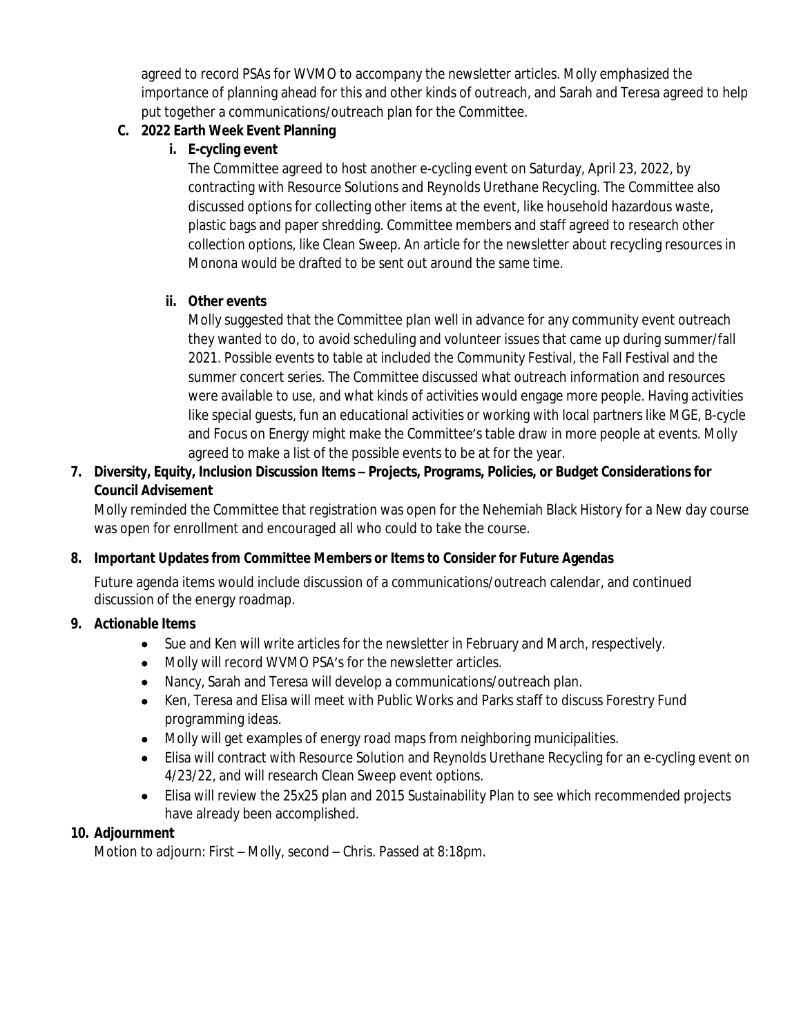agreed to record PSAs for WVMO to accompany the newsletter articles. Molly emphasized the importance of planning ahead for this and other kinds of outreach, and Sarah and Teresa agreed to help put together a communications/outreach plan for the Committee.

**C. 2022 Earth Week Event Planning**

**i. E-cycling event**

The Committee agreed to host another e-cycling event on Saturday, April 23, 2022, by contracting with Resource Solutions and Reynolds Urethane Recycling. The Committee also discussed options for collecting other items at the event, like household hazardous waste, plastic bags and paper shredding. Committee members and staff agreed to research other collection options, like Clean Sweep. An article for the newsletter about recycling resources in Monona would be drafted to be sent out around the same time.

**ii. Other events**

Molly suggested that the Committee plan well in advance for any community event outreach they wanted to do, to avoid scheduling and volunteer issues that came up during summer/fall 2021. Possible events to table at included the Community Festival, the Fall Festival and the summer concert series. The Committee discussed what outreach information and resources were available to use, and what kinds of activities would engage more people. Having activities like special guests, fun an educational activities or working with local partners like MGE, B-cycle and Focus on Energy might make the Committee's table draw in more people at events. Molly agreed to make a list of the possible events to be at for the year.

**7. Diversity, Equity, Inclusion Discussion Items – Projects, Programs, Policies, or Budget Considerations for Council Advisement**

Molly reminded the Committee that registration was open for the Nehemiah Black History for a New day course was open for enrollment and encouraged all who could to take the course.

**8. Important Updates from Committee Members or Items to Consider for Future Agendas**

Future agenda items would include discussion of a communications/outreach calendar, and continued discussion of the energy roadmap.

**9. Actionable Items**

- Sue and Ken will write articles for the newsletter in February and March, respectively.
- Molly will record WVMO PSA's for the newsletter articles.
- Nancy, Sarah and Teresa will develop a communications/outreach plan.
- Ken, Teresa and Elisa will meet with Public Works and Parks staff to discuss Forestry Fund programming ideas.
- Molly will get examples of energy road maps from neighboring municipalities.
- Elisa will contract with Resource Solution and Reynolds Urethane Recycling for an e-cycling event on 4/23/22, and will research Clean Sweep event options.
- Elisa will review the 25x25 plan and 2015 Sustainability Plan to see which recommended projects have already been accomplished.

**10. Adjournment**

Motion to adjourn: First – Molly, second – Chris. Passed at 8:18pm.